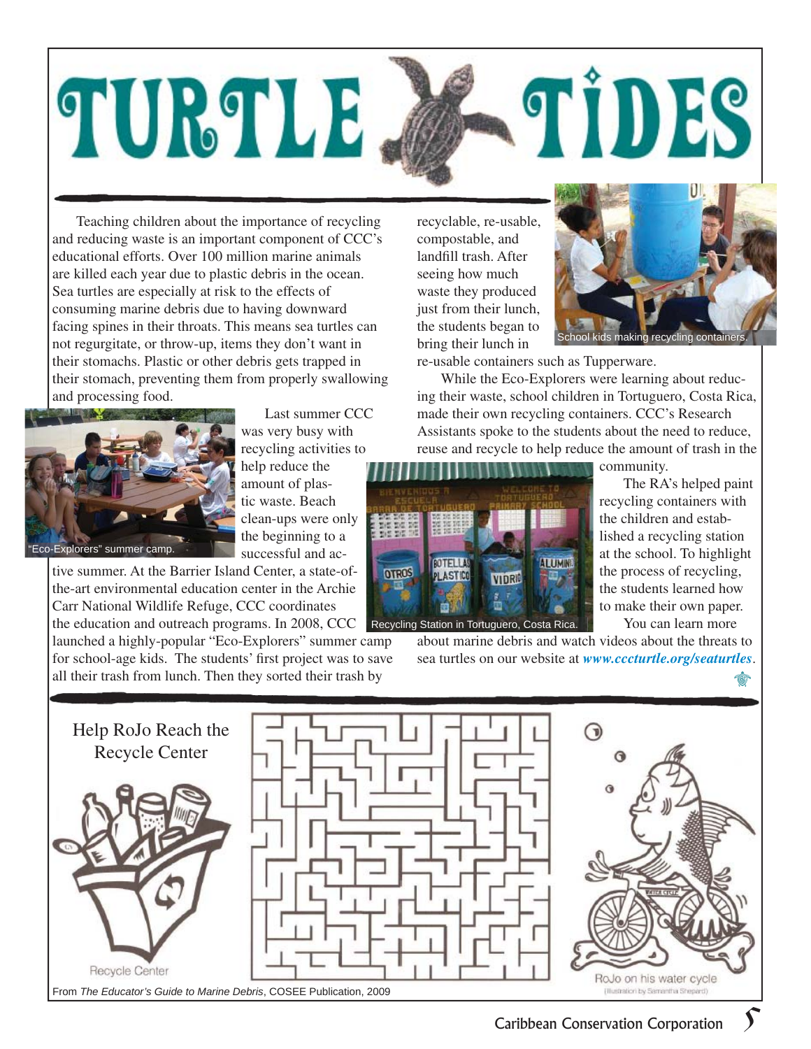# TURTLE TIDES

Teaching children about the importance of recycling and reducing waste is an important component of CCC's educational efforts. Over 100 million marine animals are killed each year due to plastic debris in the ocean. Sea turtles are especially at risk to the effects of consuming marine debris due to having downward facing spines in their throats. This means sea turtles can not regurgitate, or throw-up, items they don't want in their stomachs. Plastic or other debris gets trapped in their stomach, preventing them from properly swallowing and processing food.

"Eco-Explorers" summer camp.

Last summer CCC was very busy with recycling activities to help reduce the amount of plastic waste. Beach clean-ups were only the beginning to a successful and active summer. At the Barrier Island Center, a state-of-the-art environmental education center in the Archie Carr National Wildlife Refuge, CCC coordinates the education and outreach programs. In 2008, CCC launched a highly-popular "Eco-Explorers" summer camp for school-age kids. The students' first project was to save all their trash from lunch. Then they sorted their trash by recyclable, re-usable, compostable, and landfill trash. After seeing how much waste they produced just from their lunch, the students began to bring their lunch in re-usable containers such as Tupperware.

School kids making recycling containers.

While the Eco-Explorers were learning about reducing their waste, school children in Tortuguero, Costa Rica, made their own recycling containers. CCC's Research Assistants spoke to the students about the need to reduce, reuse and recycle to help reduce the amount of trash in the community.

Recycling Station in Tortuguero, Costa Rica.

The RA's helped paint recycling containers with the children and established a recycling station at the school. To highlight the process of recycling, the students learned how to make their own paper.

You can learn more about marine debris and watch videos about the threats to sea turtles on our website at ***www.cccturtle.org/seaturtles***.

Help RoJo Reach the Recycle Center

Recycle Center

RoJo on his water cycle

(Illustration by Samantha Shepard)

From *The Educator's Guide to Marine Debris*, COSEE Publication, 2009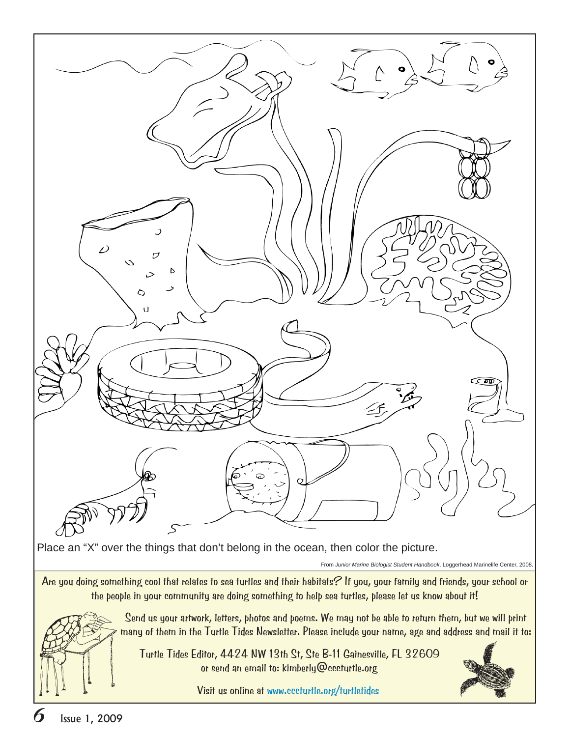Place an "X" over the things that don't belong in the ocean, then color the picture.

From *Junior Marine Biologist Student Handbook*. Loggerhead Marinelife Center, 2008.

Are you doing something cool that relates to sea turtles and their habitats? If you, your family and friends, your school or the people in your community are doing something to help sea turtles, please let us know about it!

Send us your artwork, letters, photos and poems. We may not be able to return them, but we will print many of them in the Turtle Tides Newsletter. Please include your name, age and address and mail it to:

Turtle Tides Editor, 4424 NW 13th St, Ste B-11 Gainesville, FL 32609
or send an email to: kimberly@cccturtle.org

Visit us online at www.cccturtle.org/turtletides